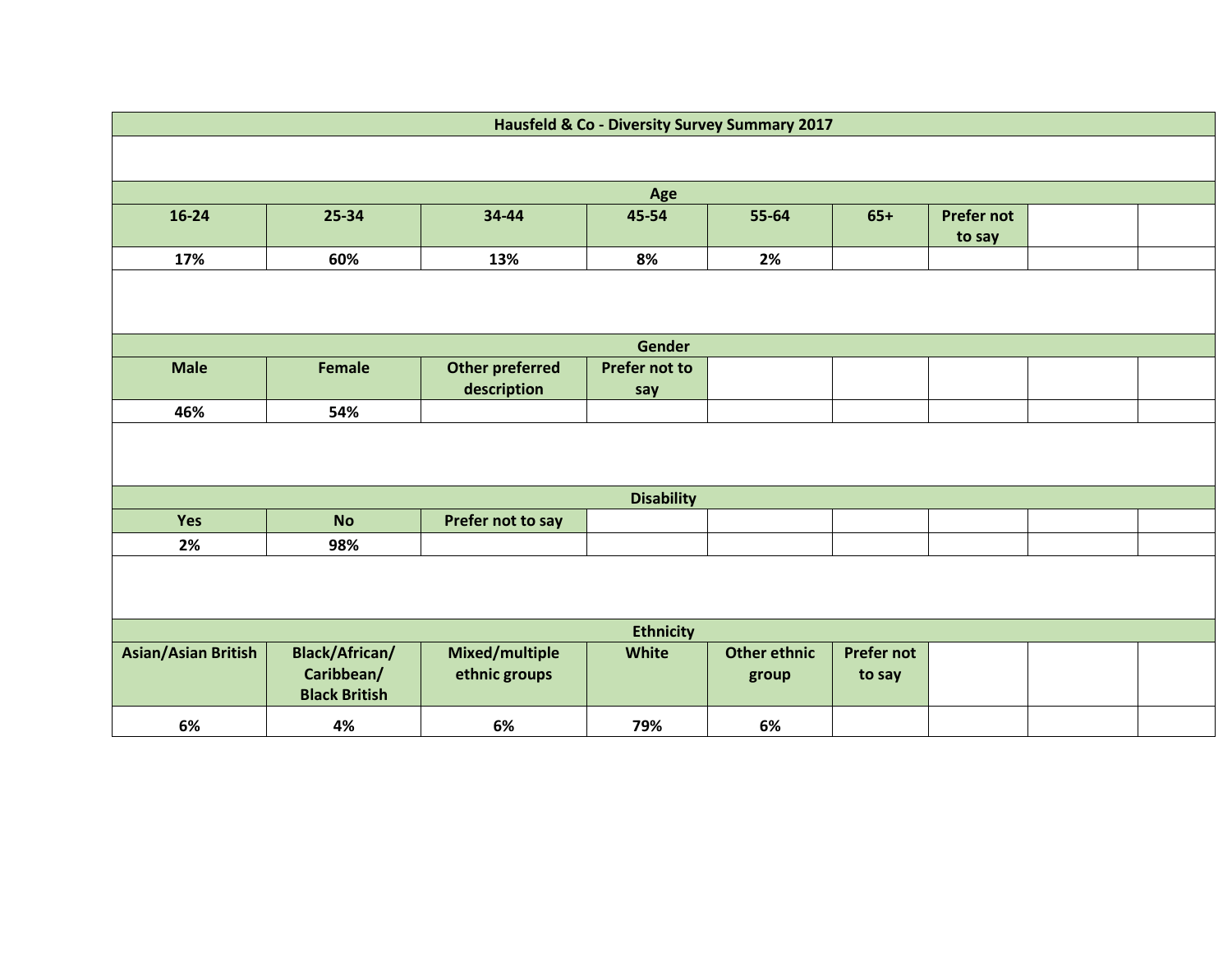# Hausfeld & Co - Diversity Survey Summary 2017

## Age

| 16-24 | 25-34 | 34-44 | 45-54 | 55-64 | 65+ | Prefer not to say |
|---|---|---|---|---|---|---|
| 17% | 60% | 13% | 8% | 2% | | |

## Gender

| Male | Female | Other preferred description | Prefer not to say |
|---|---|---|---|
| 46% | 54% | | |

## Disability

| Yes | No | Prefer not to say |
|---|---|---|
| 2% | 98% | |

## Ethnicity

| Asian/Asian British | Black/African/ Caribbean/ Black British | Mixed/multiple ethnic groups | White | Other ethnic group | Prefer not to say |
|---|---|---|---|---|---|
| 6% | 4% | 6% | 79% | 6% | |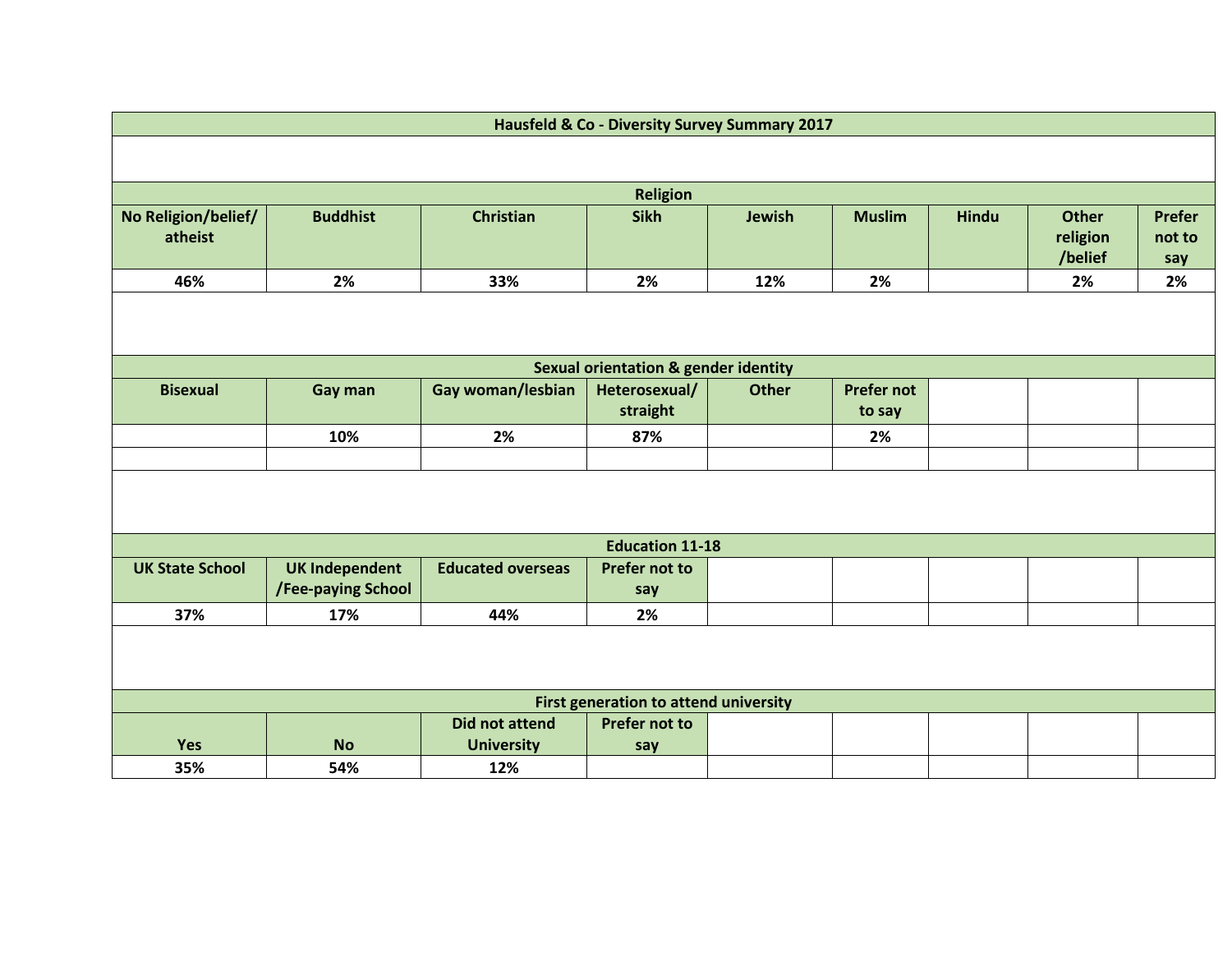# Hausfeld & Co - Diversity Survey Summary 2017

## Religion

| No Religion/belief/ atheist | Buddhist | Christian | Sikh | Jewish | Muslim | Hindu | Other religion /belief | Prefer not to say |
|---|---|---|---|---|---|---|---|---|
| 46% | 2% | 33% | 2% | 12% | 2% | | 2% | 2% |

## Sexual orientation & gender identity

| Bisexual | Gay man | Gay woman/lesbian | Heterosexual/ straight | Other | Prefer not to say |
|---|---|---|---|---|---|
| | 10% | 2% | 87% | | 2% |

## Education 11-18

| UK State School | UK Independent /Fee-paying School | Educated overseas | Prefer not to say |
|---|---|---|---|
| 37% | 17% | 44% | 2% |

## First generation to attend university

| Yes | No | Did not attend University | Prefer not to say |
|---|---|---|---|
| 35% | 54% | 12% | |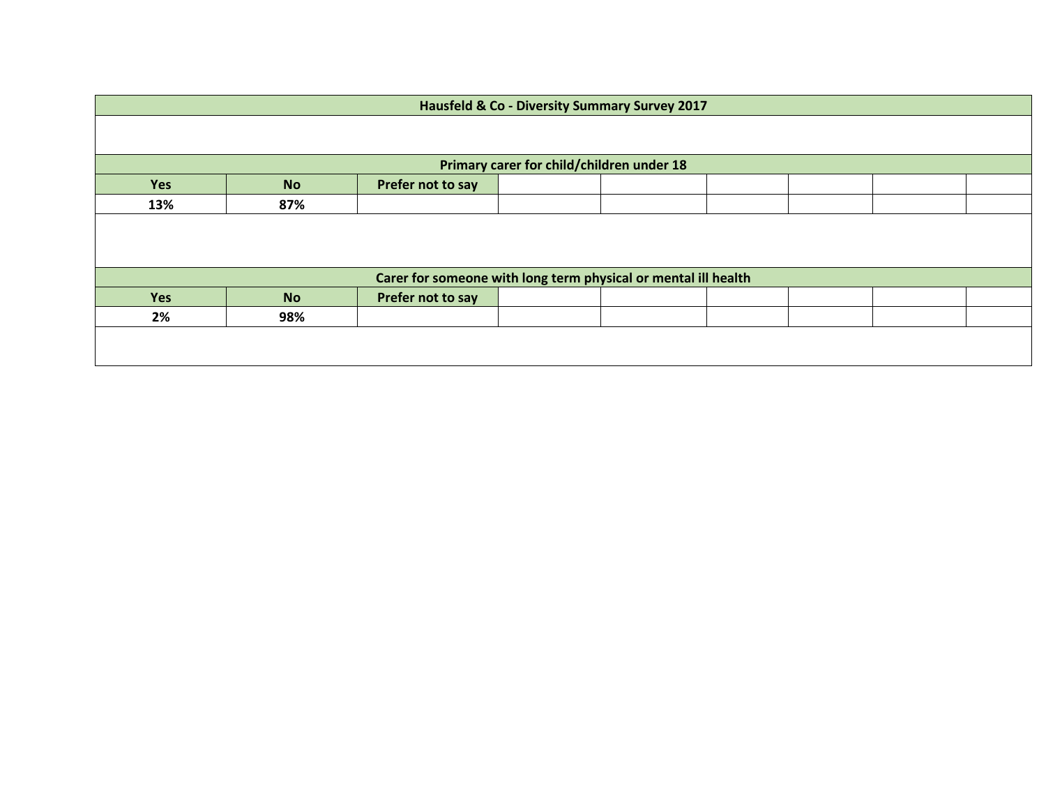**Hausfeld & Co - Diversity Summary Survey 2017**

**Primary carer for child/children under 18**

| Yes | No | Prefer not to say |
|---|---|---|
| 13% | 87% | |

**Carer for someone with long term physical or mental ill health**

| Yes | No | Prefer not to say |
|---|---|---|
| 2% | 98% | |